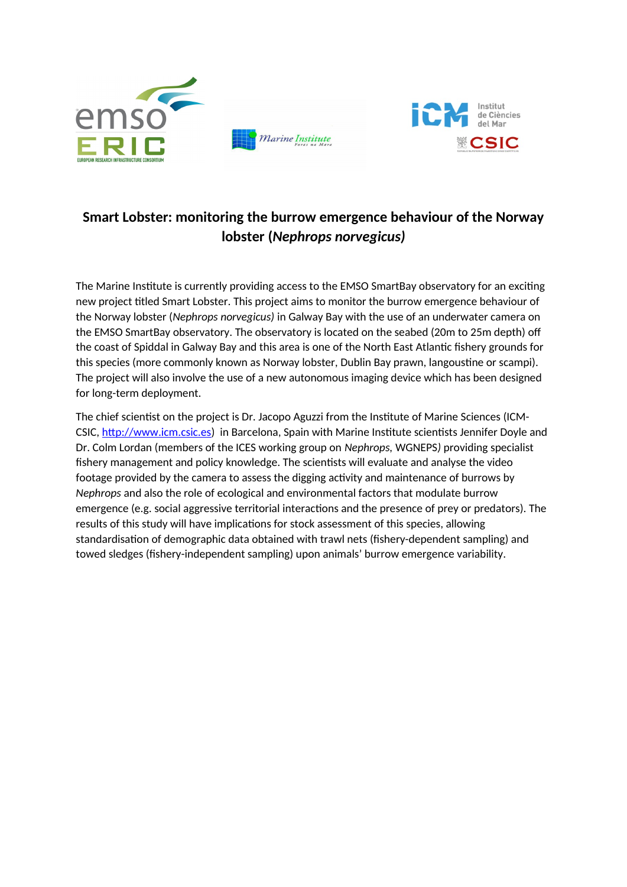# Smart Lobster: monitoring the burrow emergence behaviour of the Norway lobster (*Nephrops norvegicus)*

The Marine Institute is currently providing access to the EMSO SmartBay observatory for an exciting new project titled Smart Lobster. This project aims to monitor the burrow emergence behaviour of the Norway lobster (*Nephrops norvegicus)* in Galway Bay with the use of an underwater camera on the EMSO SmartBay observatory. The observatory is located on the seabed (20m to 25m depth) off the coast of Spiddal in Galway Bay and this area is one of the North East Atlantic fishery grounds for this species (more commonly known as Norway lobster, Dublin Bay prawn, langoustine or scampi). The project will also involve the use of a new autonomous imaging device which has been designed for long-term deployment.

The chief scientist on the project is Dr. Jacopo Aguzzi from the Institute of Marine Sciences (ICM-CSIC, [http://www.icm.csic.es](http://www.icm.csic.es)) in Barcelona, Spain with Marine Institute scientists Jennifer Doyle and Dr. Colm Lordan (members of the ICES working group on *Nephrops*, WGNEPS*)* providing specialist fishery management and policy knowledge. The scientists will evaluate and analyse the video footage provided by the camera to assess the digging activity and maintenance of burrows by *Nephrops* and also the role of ecological and environmental factors that modulate burrow emergence (e.g. social aggressive territorial interactions and the presence of prey or predators). The results of this study will have implications for stock assessment of this species, allowing standardisation of demographic data obtained with trawl nets (fishery-dependent sampling) and towed sledges (fishery-independent sampling) upon animals' burrow emergence variability.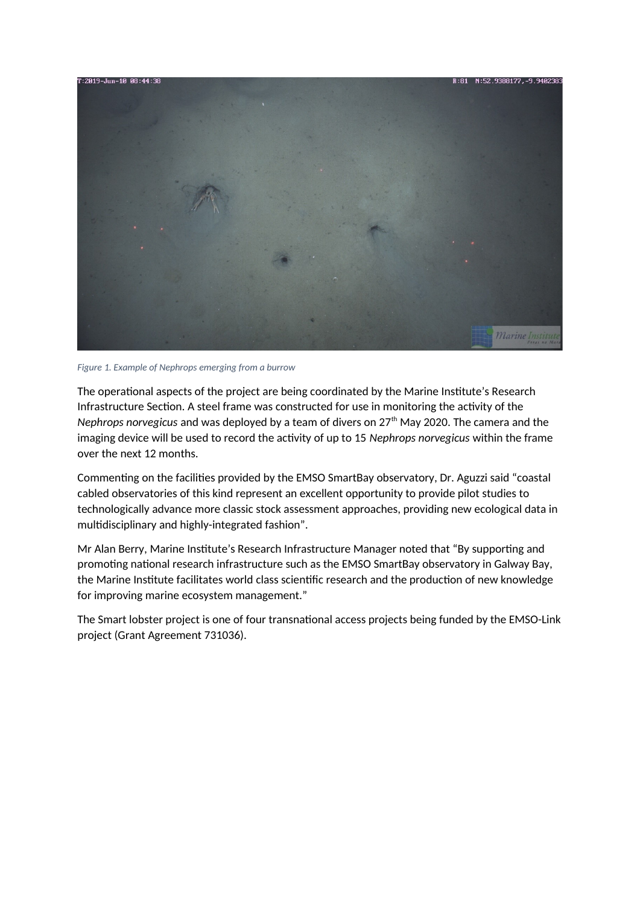*Figure 1. Example of Nephrops emerging from a burrow*

The operational aspects of the project are being coordinated by the Marine Institute's Research Infrastructure Section. A steel frame was constructed for use in monitoring the activity of the *Nephrops norvegicus* and was deployed by a team of divers on 27th May 2020. The camera and the imaging device will be used to record the activity of up to 15 *Nephrops norvegicus* within the frame over the next 12 months.

Commenting on the facilities provided by the EMSO SmartBay observatory, Dr. Aguzzi said "coastal cabled observatories of this kind represent an excellent opportunity to provide pilot studies to technologically advance more classic stock assessment approaches, providing new ecological data in multidisciplinary and highly-integrated fashion".

Mr Alan Berry, Marine Institute's Research Infrastructure Manager noted that "By supporting and promoting national research infrastructure such as the EMSO SmartBay observatory in Galway Bay, the Marine Institute facilitates world class scientific research and the production of new knowledge for improving marine ecosystem management."

The Smart lobster project is one of four transnational access projects being funded by the EMSO-Link project (Grant Agreement 731036).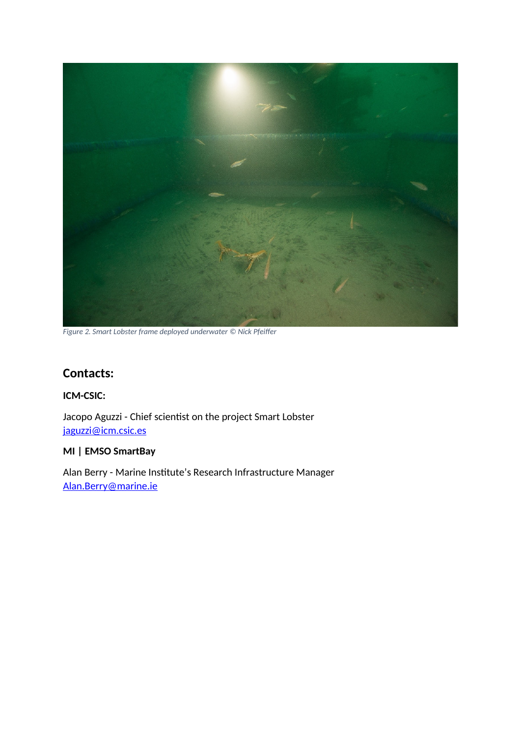*Figure 2. Smart Lobster frame deployed underwater © Nick Pfeiffer*

## Contacts:

**ICM-CSIC:**

Jacopo Aguzzi - Chief scientist on the project Smart Lobster
jaguzzi@icm.csic.es

**MI | EMSO SmartBay**

Alan Berry - Marine Institute's Research Infrastructure Manager
Alan.Berry@marine.ie